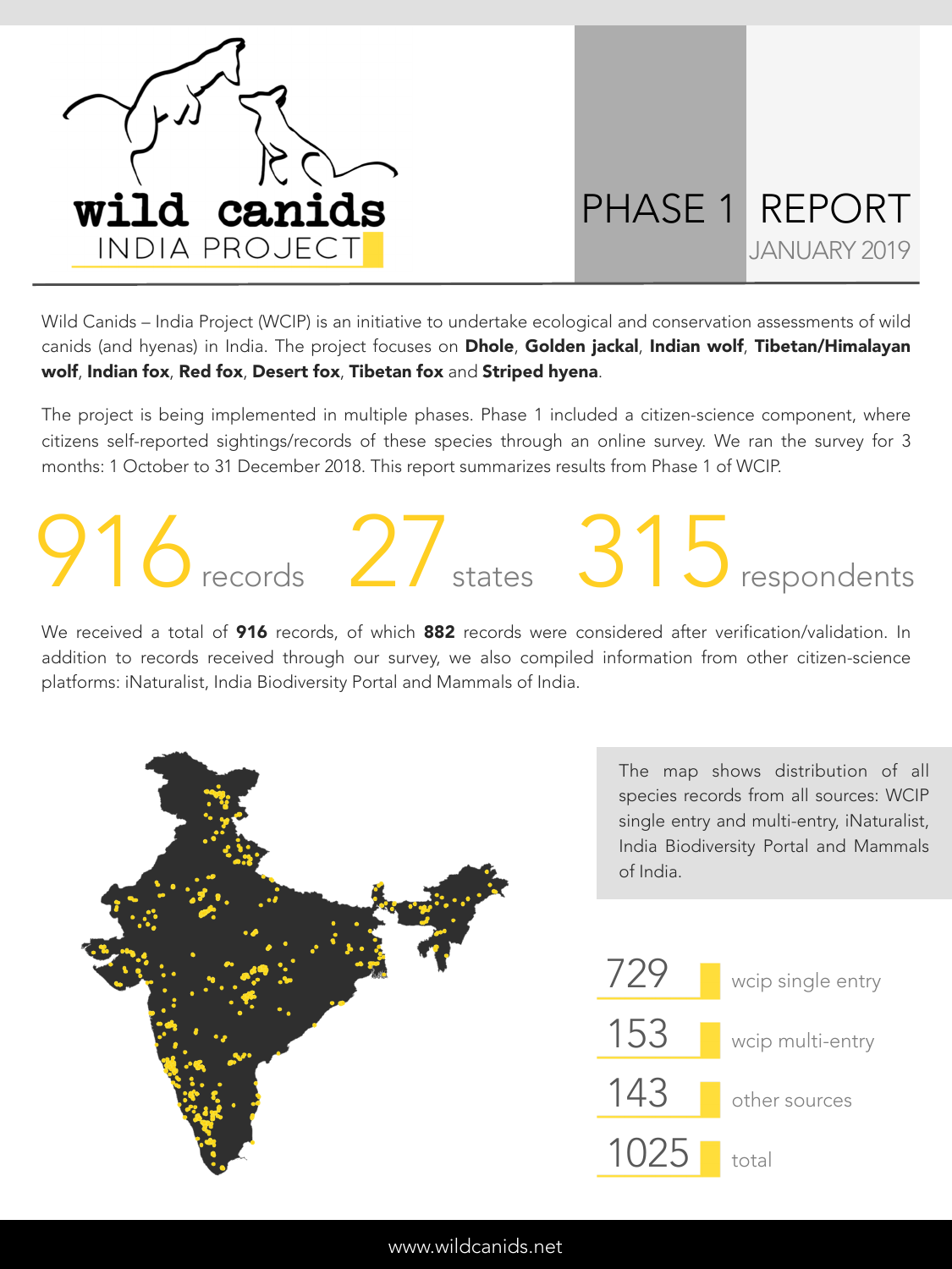**wild canids**
INDIA PROJECT

# PHASE 1 REPORT

JANUARY 2019

Wild Canids – India Project (WCIP) is an initiative to undertake ecological and conservation assessments of wild canids (and hyenas) in India. The project focuses on **Dhole**, **Golden jackal**, **Indian wolf**, **Tibetan/Himalayan wolf**, **Indian fox**, **Red fox**, **Desert fox**, **Tibetan fox** and **Striped hyena**.

The project is being implemented in multiple phases. Phase 1 included a citizen-science component, where citizens self-reported sightings/records of these species through an online survey. We ran the survey for 3 months: 1 October to 31 December 2018. This report summarizes results from Phase 1 of WCIP.

**916** records **27** states **315** respondents

We received a total of **916** records, of which **882** records were considered after verification/validation. In addition to records received through our survey, we also compiled information from other citizen-science platforms: iNaturalist, India Biodiversity Portal and Mammals of India.

The map shows distribution of all species records from all sources: WCIP single entry and multi-entry, iNaturalist, India Biodiversity Portal and Mammals of India.

| Count | Source |
|---|---|
| 729 | wcip single entry |
| 153 | wcip multi-entry |
| 143 | other sources |
| 1025 | total |

www.wildcanids.net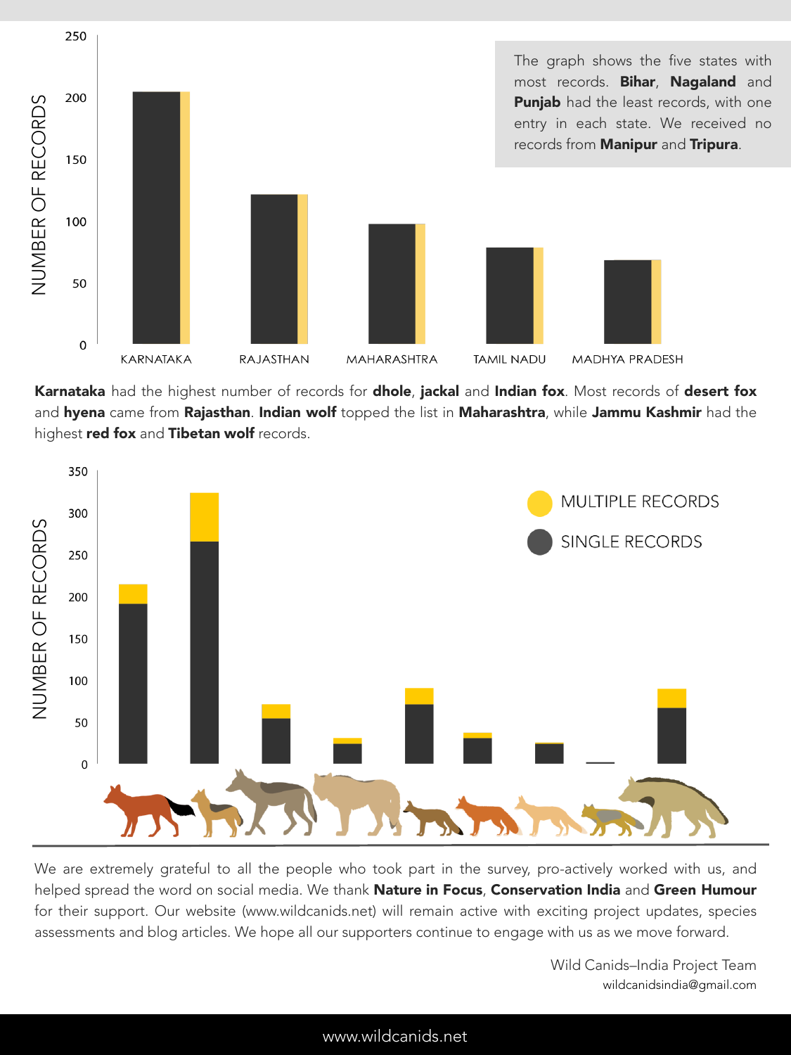250

200

150

100

50

0

NUMBER OF RECORDS

KARNATAKA

RAJASTHAN

MAHARASHTRA

TAMIL NADU

MADHYA PRADESH

The graph shows the five states with most records. **Bihar**, **Nagaland** and **Punjab** had the least records, with one entry in each state. We received no records from **Manipur** and **Tripura**.

**Karnataka** had the highest number of records for **dhole**, **jackal** and **Indian fox**. Most records of **desert fox** and **hyena** came from **Rajasthan**. **Indian wolf** topped the list in **Maharashtra**, while **Jammu Kashmir** had the highest **red fox** and **Tibetan wolf** records.

350

300

250

200

150

100

50

0

NUMBER OF RECORDS

MULTIPLE RECORDS

SINGLE RECORDS

We are extremely grateful to all the people who took part in the survey, pro-actively worked with us, and helped spread the word on social media. We thank **Nature in Focus**, **Conservation India** and **Green Humour** for their support. Our website (www.wildcanids.net) will remain active with exciting project updates, species assessments and blog articles. We hope all our supporters continue to engage with us as we move forward.

Wild Canids–India Project Team
wildcanidsindia@gmail.com

www.wildcanids.net